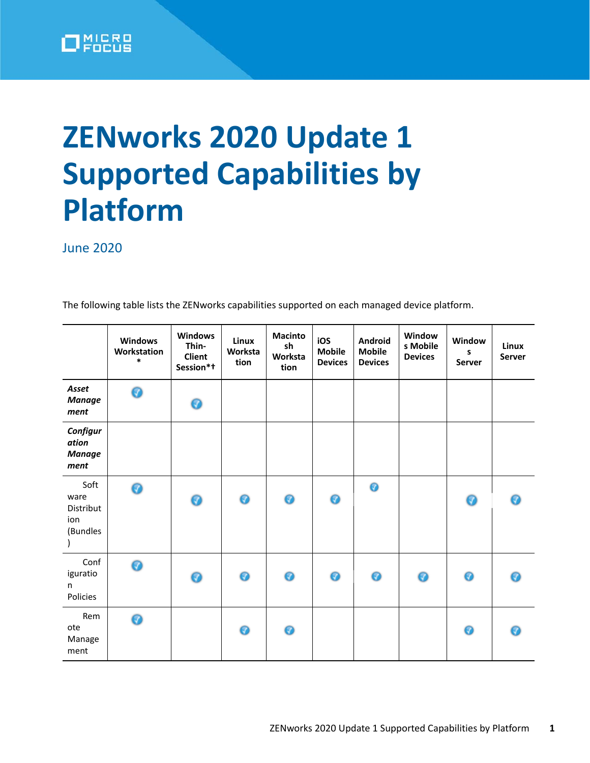# ZENworks 2020 Update 1 Supported Capabilities by Platform

June 2020

The following table lists the ZENworks capabilities supported on each managed device platform.

| | Windows Workstation * | Windows Thin-Client Session*† | Linux Workstation | Macintosh Workstation | iOS Mobile Devices | Android Mobile Devices | Windows Mobile Devices | Windows Server | Linux Server |
|---|---|---|---|---|---|---|---|---|---|
| ***Asset Management*** | ✓ | ✓ | | | | | | | |
| ***Configuration Management*** | | | | | | | | | |
| Software Distribution (Bundles) | ✓ | ✓ | ✓ | ✓ | ✓ | ✓ | | ✓ | ✓ |
| Configuration Policies | ✓ | ✓ | ✓ | ✓ | ✓ | ✓ | ✓ | ✓ | ✓ |
| Remote Management | ✓ | | ✓ | ✓ | | | | ✓ | ✓ |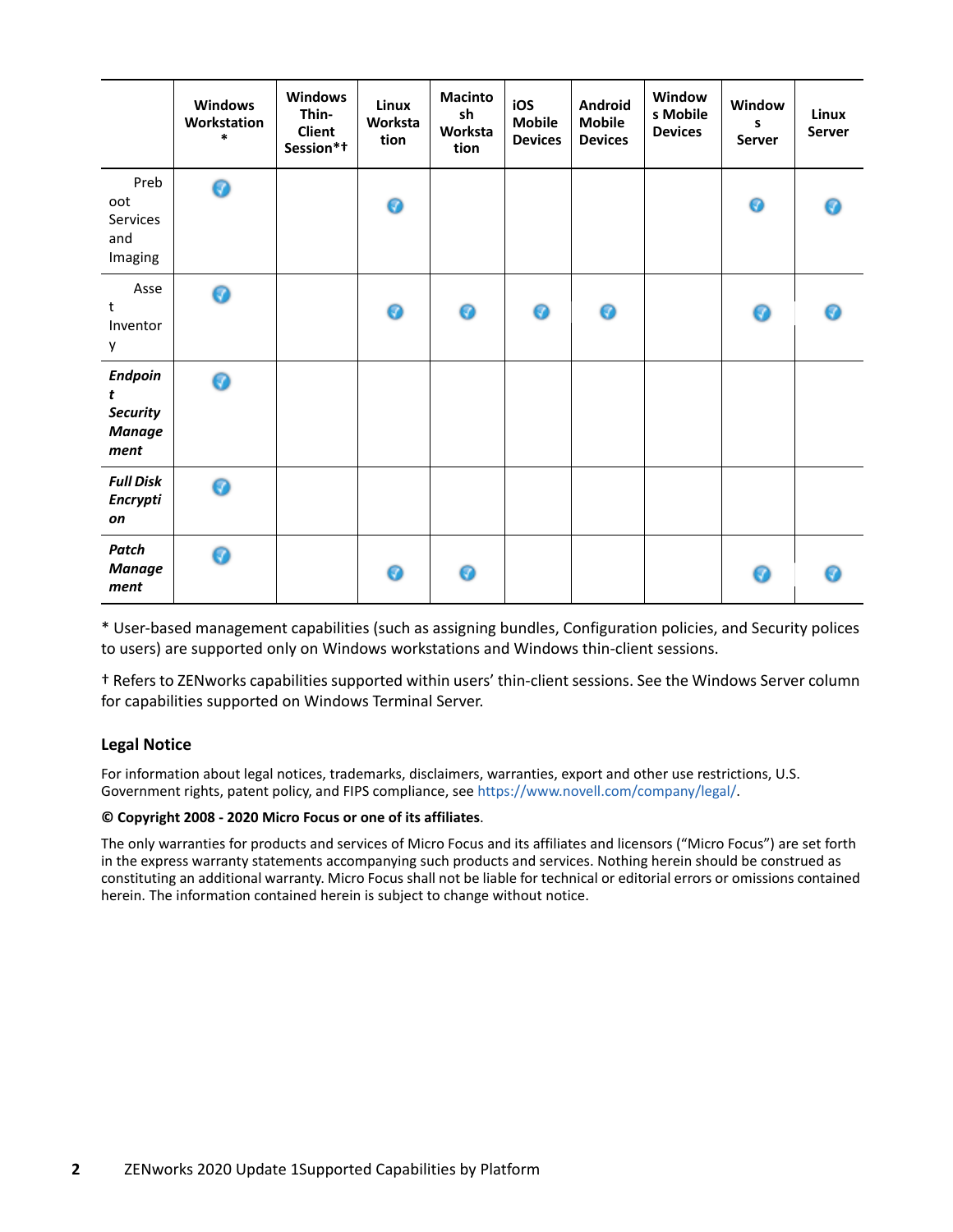| | Windows Workstation * | Windows Thin-Client Session*† | Linux Workstation | Macintosh Workstation | iOS Mobile Devices | Android Mobile Devices | Windows Mobile Devices | Windows Server | Linux Server |
|---|---|---|---|---|---|---|---|---|---|
| Preboot Services and Imaging | ✓ | | ✓ | | | | | ✓ | ✓ |
| Asset Inventory | ✓ | | ✓ | ✓ | ✓ | ✓ | | ✓ | ✓ |
| ***Endpoint Security Management*** | ✓ | | | | | | | | |
| ***Full Disk Encryption*** | ✓ | | | | | | | | |
| ***Patch Management*** | ✓ | | ✓ | ✓ | | | | ✓ | ✓ |

* User-based management capabilities (such as assigning bundles, Configuration policies, and Security polices to users) are supported only on Windows workstations and Windows thin-client sessions.

† Refers to ZENworks capabilities supported within users' thin-client sessions. See the Windows Server column for capabilities supported on Windows Terminal Server.

## Legal Notice

For information about legal notices, trademarks, disclaimers, warranties, export and other use restrictions, U.S. Government rights, patent policy, and FIPS compliance, see https://www.novell.com/company/legal/.

**© Copyright 2008 - 2020 Micro Focus or one of its affiliates**.

The only warranties for products and services of Micro Focus and its affiliates and licensors ("Micro Focus") are set forth in the express warranty statements accompanying such products and services. Nothing herein should be construed as constituting an additional warranty. Micro Focus shall not be liable for technical or editorial errors or omissions contained herein. The information contained herein is subject to change without notice.